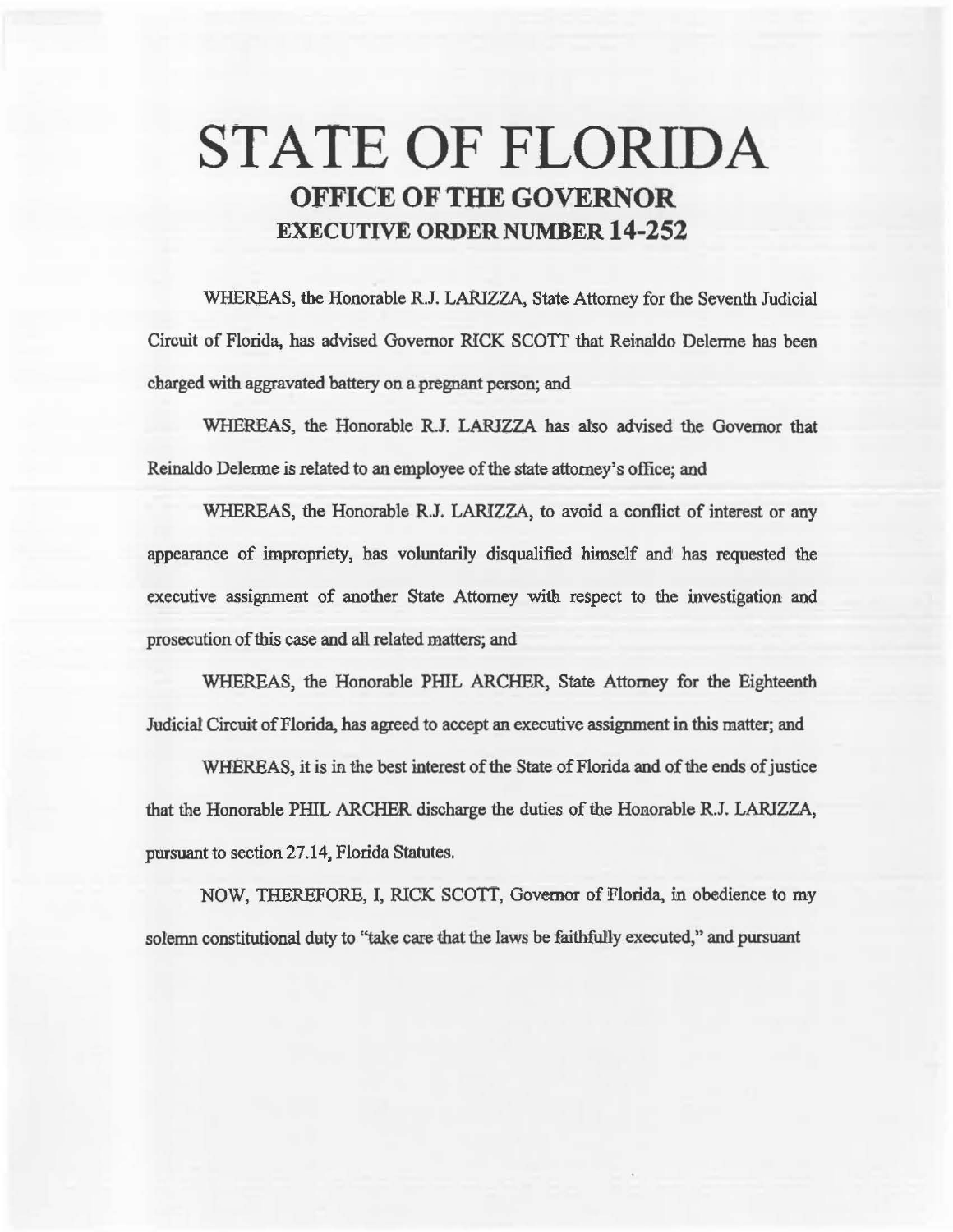# STATE OF FLORIDA

## OFFICE OF THE GOVERNOR

## EXECUTIVE ORDER NUMBER 14-252

WHEREAS, the Honorable R.J. LARIZZA, State Attorney for the Seventh Judicial Circuit of Florida, has advised Governor RICK SCOTT that Reinaldo Delerme has been charged with aggravated battery on a pregnant person; and

WHEREAS, the Honorable R.J. LARIZZA has also advised the Governor that Reinaldo Delerme is related to an employee of the state attorney's office; and

WHEREAS, the Honorable R.J. LARIZZA, to avoid a conflict of interest or any appearance of impropriety, has voluntarily disqualified himself and has requested the executive assignment of another State Attorney with respect to the investigation and prosecution of this case and all related matters; and

WHEREAS, the Honorable PHIL ARCHER, State Attorney for the Eighteenth Judicial Circuit of Florida, has agreed to accept an executive assignment in this matter; and

WHEREAS, it is in the best interest of the State of Florida and of the ends of justice that the Honorable PHIL ARCHER discharge the duties of the Honorable R.J. LARIZZA, pursuant to section 27.14, Florida Statutes.

NOW, THEREFORE, I, RICK SCOTT, Governor of Florida, in obedience to my solemn constitutional duty to "take care that the laws be faithfully executed," and pursuant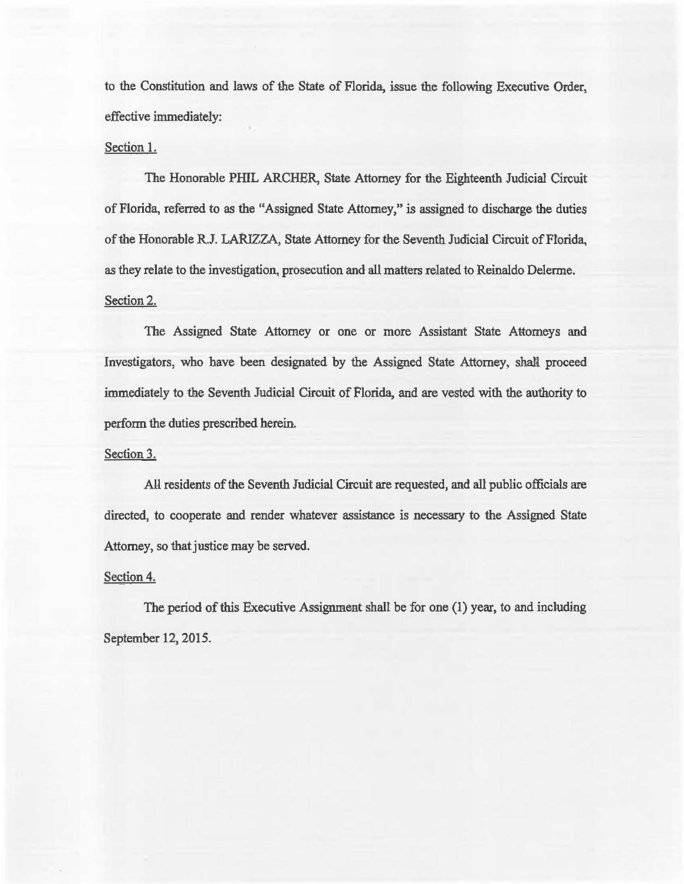to the Constitution and laws of the State of Florida, issue the following Executive Order, effective immediately:

Section 1.

The Honorable PHIL ARCHER, State Attorney for the Eighteenth Judicial Circuit of Florida, referred to as the "Assigned State Attorney," is assigned to discharge the duties of the Honorable R.J. LARIZZA, State Attorney for the Seventh Judicial Circuit of Florida, as they relate to the investigation, prosecution and all matters related to Reinaldo Delerme.

Section 2.

The Assigned State Attorney or one or more Assistant State Attorneys and Investigators, who have been designated by the Assigned State Attorney, shall proceed immediately to the Seventh Judicial Circuit of Florida, and are vested with the authority to perform the duties prescribed herein.

Section 3.

All residents of the Seventh Judicial Circuit are requested, and all public officials are directed, to cooperate and render whatever assistance is necessary to the Assigned State Attorney, so that justice may be served.

Section 4.

The period of this Executive Assignment shall be for one (1) year, to and including September 12, 2015.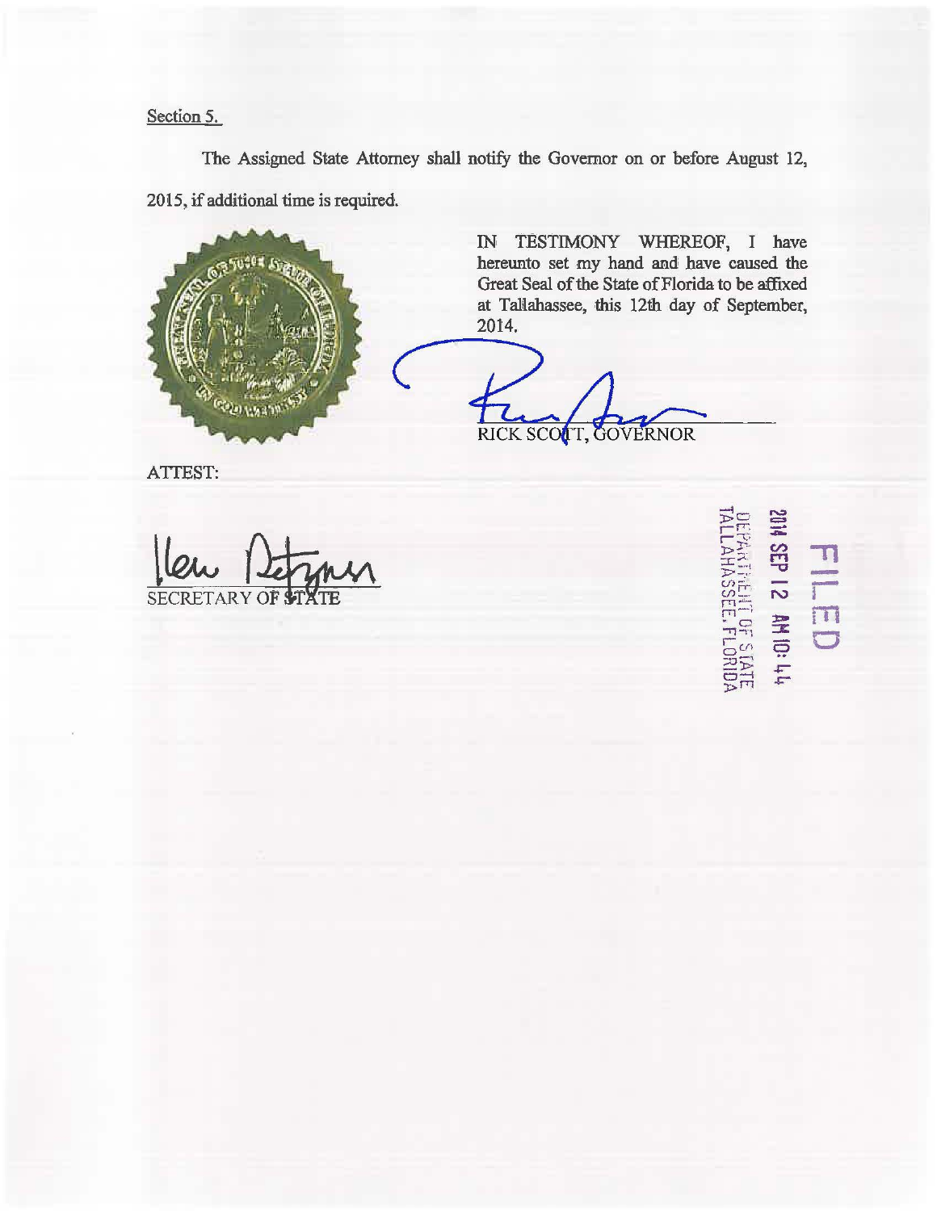Section 5.

The Assigned State Attorney shall notify the Governor on or before August 12, 2015, if additional time is required.

IN TESTIMONY WHEREOF, I have hereunto set my hand and have caused the Great Seal of the State of Florida to be affixed at Tallahassee, this 12th day of September, 2014.

RICK SCOTT, GOVERNOR

ATTEST:

SECRETARY OF STATE

FILED

2014 SEP 12 AM 10:44

DEPARTMENT OF STATE
TALLAHASSEE, FLORIDA